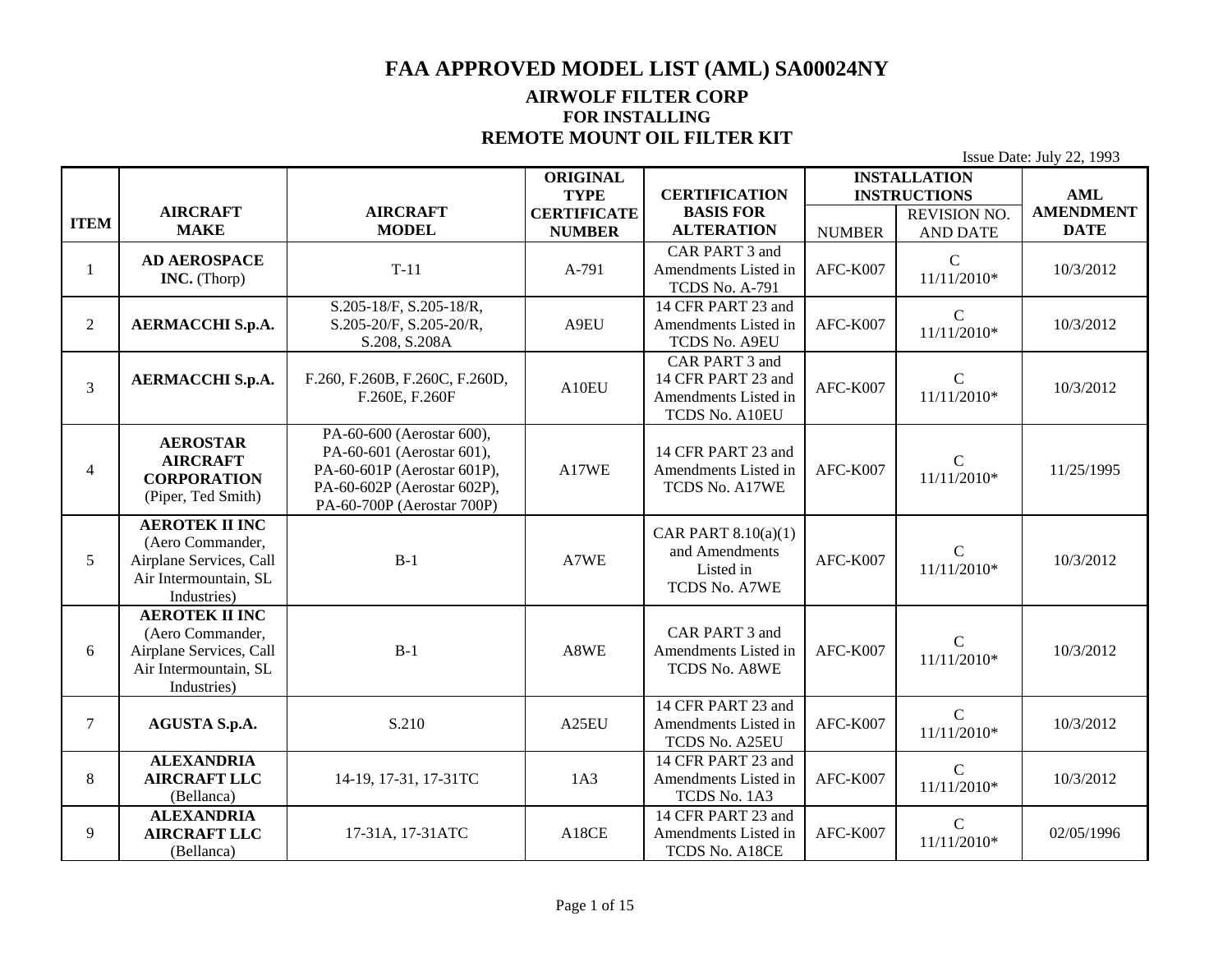# FAA APPROVED MODEL LIST (AML) SA00024NY

## AIRWOLF FILTER CORP

### FOR INSTALLING

### REMOTE MOUNT OIL FILTER KIT

Issue Date: July 22, 1993

| ITEM | AIRCRAFT MAKE | AIRCRAFT MODEL | ORIGINAL TYPE CERTIFICATE NUMBER | CERTIFICATION BASIS FOR ALTERATION | INSTALLATION INSTRUCTIONS | | AML AMENDMENT DATE |
|---|---|---|---|---|---|---|---|
| | | | | | NUMBER | REVISION NO. AND DATE | |
| 1 | **AD AEROSPACE INC.** (Thorp) | T-11 | A-791 | CAR PART 3 and Amendments Listed in TCDS No. A-791 | AFC-K007 | C 11/11/2010* | 10/3/2012 |
| 2 | **AERMACCHI S.p.A.** | S.205-18/F, S.205-18/R, S.205-20/F, S.205-20/R, S.208, S.208A | A9EU | 14 CFR PART 23 and Amendments Listed in TCDS No. A9EU | AFC-K007 | C 11/11/2010* | 10/3/2012 |
| 3 | **AERMACCHI S.p.A.** | F.260, F.260B, F.260C, F.260D, F.260E, F.260F | A10EU | CAR PART 3 and 14 CFR PART 23 and Amendments Listed in TCDS No. A10EU | AFC-K007 | C 11/11/2010* | 10/3/2012 |
| 4 | **AEROSTAR AIRCRAFT CORPORATION** (Piper, Ted Smith) | PA-60-600 (Aerostar 600), PA-60-601 (Aerostar 601), PA-60-601P (Aerostar 601P), PA-60-602P (Aerostar 602P), PA-60-700P (Aerostar 700P) | A17WE | 14 CFR PART 23 and Amendments Listed in TCDS No. A17WE | AFC-K007 | C 11/11/2010* | 11/25/1995 |
| 5 | **AEROTEK II INC** (Aero Commander, Airplane Services, Call Air Intermountain, SL Industries) | B-1 | A7WE | CAR PART 8.10(a)(1) and Amendments Listed in TCDS No. A7WE | AFC-K007 | C 11/11/2010* | 10/3/2012 |
| 6 | **AEROTEK II INC** (Aero Commander, Airplane Services, Call Air Intermountain, SL Industries) | B-1 | A8WE | CAR PART 3 and Amendments Listed in TCDS No. A8WE | AFC-K007 | C 11/11/2010* | 10/3/2012 |
| 7 | **AGUSTA S.p.A.** | S.210 | A25EU | 14 CFR PART 23 and Amendments Listed in TCDS No. A25EU | AFC-K007 | C 11/11/2010* | 10/3/2012 |
| 8 | **ALEXANDRIA AIRCRAFT LLC** (Bellanca) | 14-19, 17-31, 17-31TC | 1A3 | 14 CFR PART 23 and Amendments Listed in TCDS No. 1A3 | AFC-K007 | C 11/11/2010* | 10/3/2012 |
| 9 | **ALEXANDRIA AIRCRAFT LLC** (Bellanca) | 17-31A, 17-31ATC | A18CE | 14 CFR PART 23 and Amendments Listed in TCDS No. A18CE | AFC-K007 | C 11/11/2010* | 02/05/1996 |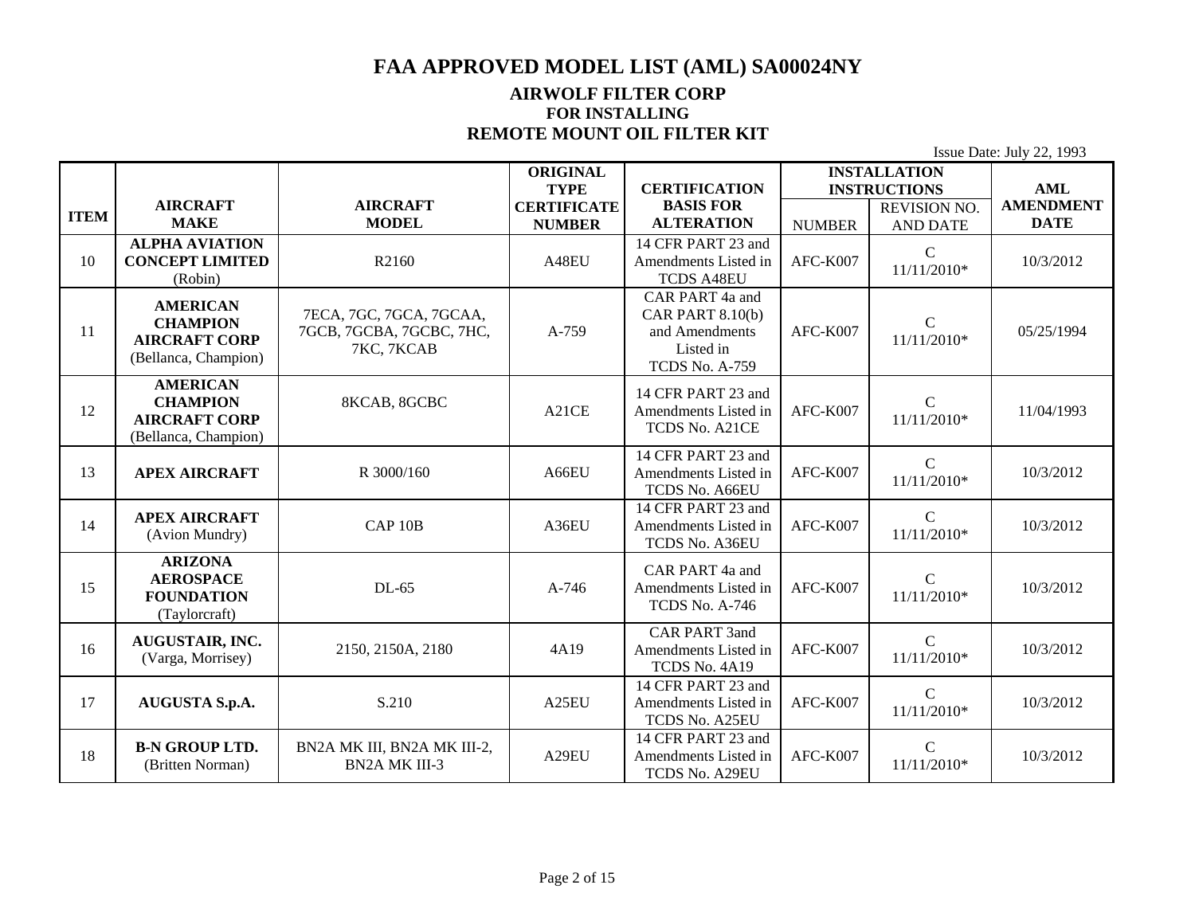# FAA APPROVED MODEL LIST (AML) SA00024NY

## AIRWOLF FILTER CORP

### FOR INSTALLING

### REMOTE MOUNT OIL FILTER KIT

Issue Date: July 22, 1993

| ITEM | AIRCRAFT MAKE | AIRCRAFT MODEL | ORIGINAL TYPE CERTIFICATE NUMBER | CERTIFICATION BASIS FOR ALTERATION | INSTALLATION INSTRUCTIONS | | AML AMENDMENT DATE |
|---|---|---|---|---|---|---|---|
| | | | | | NUMBER | REVISION NO. AND DATE | |
| 10 | **ALPHA AVIATION CONCEPT LIMITED** (Robin) | R2160 | A48EU | 14 CFR PART 23 and Amendments Listed in TCDS A48EU | AFC-K007 | C 11/11/2010* | 10/3/2012 |
| 11 | **AMERICAN CHAMPION AIRCRAFT CORP** (Bellanca, Champion) | 7ECA, 7GC, 7GCA, 7GCAA, 7GCB, 7GCBA, 7GCBC, 7HC, 7KC, 7KCAB | A-759 | CAR PART 4a and CAR PART 8.10(b) and Amendments Listed in TCDS No. A-759 | AFC-K007 | C 11/11/2010* | 05/25/1994 |
| 12 | **AMERICAN CHAMPION AIRCRAFT CORP** (Bellanca, Champion) | 8KCAB, 8GCBC | A21CE | 14 CFR PART 23 and Amendments Listed in TCDS No. A21CE | AFC-K007 | C 11/11/2010* | 11/04/1993 |
| 13 | **APEX AIRCRAFT** | R 3000/160 | A66EU | 14 CFR PART 23 and Amendments Listed in TCDS No. A66EU | AFC-K007 | C 11/11/2010* | 10/3/2012 |
| 14 | **APEX AIRCRAFT** (Avion Mundry) | CAP 10B | A36EU | 14 CFR PART 23 and Amendments Listed in TCDS No. A36EU | AFC-K007 | C 11/11/2010* | 10/3/2012 |
| 15 | **ARIZONA AEROSPACE FOUNDATION** (Taylorcraft) | DL-65 | A-746 | CAR PART 4a and Amendments Listed in TCDS No. A-746 | AFC-K007 | C 11/11/2010* | 10/3/2012 |
| 16 | **AUGUSTAIR, INC.** (Varga, Morrisey) | 2150, 2150A, 2180 | 4A19 | CAR PART 3and Amendments Listed in TCDS No. 4A19 | AFC-K007 | C 11/11/2010* | 10/3/2012 |
| 17 | **AUGUSTA S.p.A.** | S.210 | A25EU | 14 CFR PART 23 and Amendments Listed in TCDS No. A25EU | AFC-K007 | C 11/11/2010* | 10/3/2012 |
| 18 | **B-N GROUP LTD.** (Britten Norman) | BN2A MK III, BN2A MK III-2, BN2A MK III-3 | A29EU | 14 CFR PART 23 and Amendments Listed in TCDS No. A29EU | AFC-K007 | C 11/11/2010* | 10/3/2012 |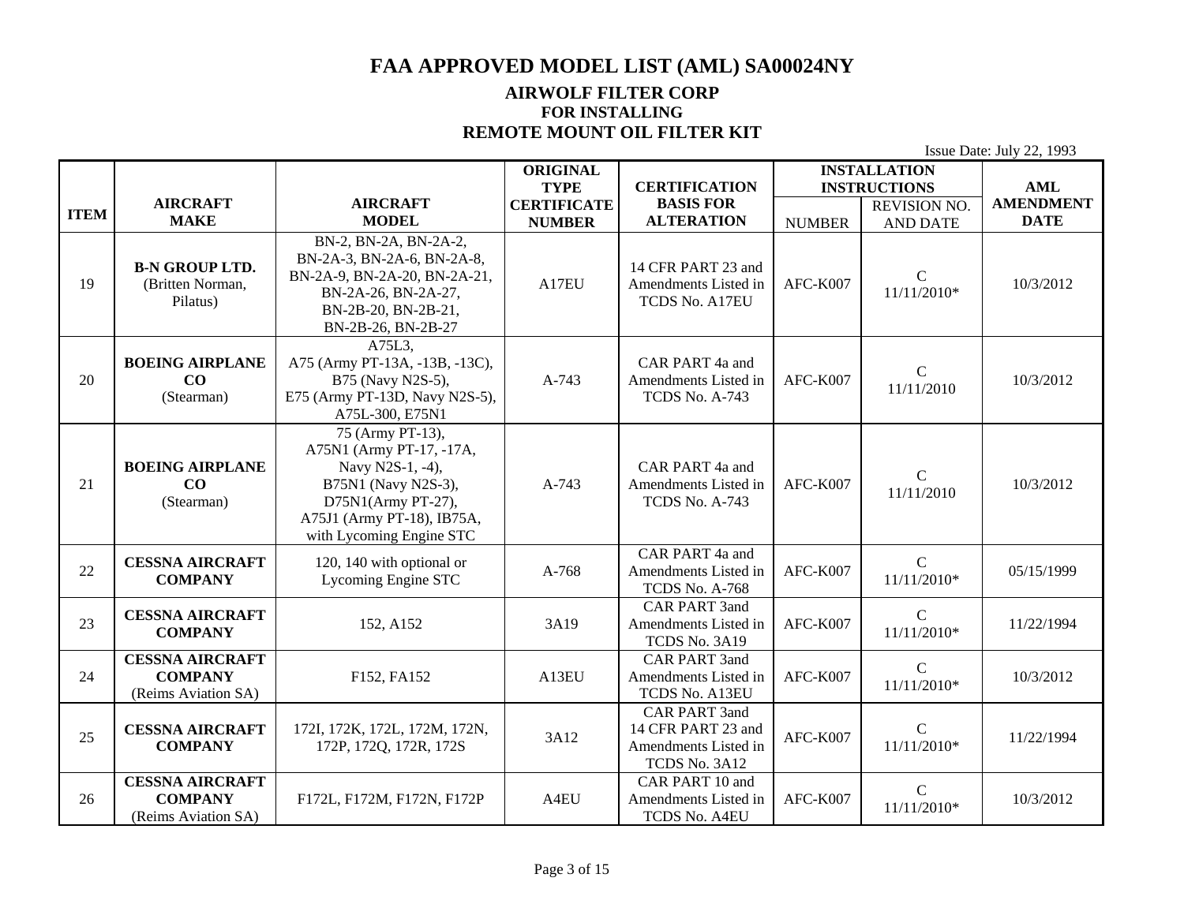# FAA APPROVED MODEL LIST (AML) SA00024NY

## AIRWOLF FILTER CORP
### FOR INSTALLING
### REMOTE MOUNT OIL FILTER KIT

Issue Date: July 22, 1993

| ITEM | AIRCRAFT MAKE | AIRCRAFT MODEL | ORIGINAL TYPE CERTIFICATE NUMBER | CERTIFICATION BASIS FOR ALTERATION | INSTALLATION INSTRUCTIONS | | AML AMENDMENT DATE |
|---|---|---|---|---|---|---|---|
| | | | | | NUMBER | REVISION NO. AND DATE | |
| 19 | **B-N GROUP LTD.** (Britten Norman, Pilatus) | BN-2, BN-2A, BN-2A-2, BN-2A-3, BN-2A-6, BN-2A-8, BN-2A-9, BN-2A-20, BN-2A-21, BN-2A-26, BN-2A-27, BN-2B-20, BN-2B-21, BN-2B-26, BN-2B-27 | A17EU | 14 CFR PART 23 and Amendments Listed in TCDS No. A17EU | AFC-K007 | C 11/11/2010* | 10/3/2012 |
| 20 | **BOEING AIRPLANE CO** (Stearman) | A75L3, A75 (Army PT-13A, -13B, -13C), B75 (Navy N2S-5), E75 (Army PT-13D, Navy N2S-5), A75L-300, E75N1 | A-743 | CAR PART 4a and Amendments Listed in TCDS No. A-743 | AFC-K007 | C 11/11/2010 | 10/3/2012 |
| 21 | **BOEING AIRPLANE CO** (Stearman) | 75 (Army PT-13), A75N1 (Army PT-17, -17A, Navy N2S-1, -4), B75N1 (Navy N2S-3), D75N1(Army PT-27), A75J1 (Army PT-18), IB75A, with Lycoming Engine STC | A-743 | CAR PART 4a and Amendments Listed in TCDS No. A-743 | AFC-K007 | C 11/11/2010 | 10/3/2012 |
| 22 | **CESSNA AIRCRAFT COMPANY** | 120, 140 with optional or Lycoming Engine STC | A-768 | CAR PART 4a and Amendments Listed in TCDS No. A-768 | AFC-K007 | C 11/11/2010* | 05/15/1999 |
| 23 | **CESSNA AIRCRAFT COMPANY** | 152, A152 | 3A19 | CAR PART 3and Amendments Listed in TCDS No. 3A19 | AFC-K007 | C 11/11/2010* | 11/22/1994 |
| 24 | **CESSNA AIRCRAFT COMPANY** (Reims Aviation SA) | F152, FA152 | A13EU | CAR PART 3and Amendments Listed in TCDS No. A13EU | AFC-K007 | C 11/11/2010* | 10/3/2012 |
| 25 | **CESSNA AIRCRAFT COMPANY** | 172I, 172K, 172L, 172M, 172N, 172P, 172Q, 172R, 172S | 3A12 | CAR PART 3and 14 CFR PART 23 and Amendments Listed in TCDS No. 3A12 | AFC-K007 | C 11/11/2010* | 11/22/1994 |
| 26 | **CESSNA AIRCRAFT COMPANY** (Reims Aviation SA) | F172L, F172M, F172N, F172P | A4EU | CAR PART 10 and Amendments Listed in TCDS No. A4EU | AFC-K007 | C 11/11/2010* | 10/3/2012 |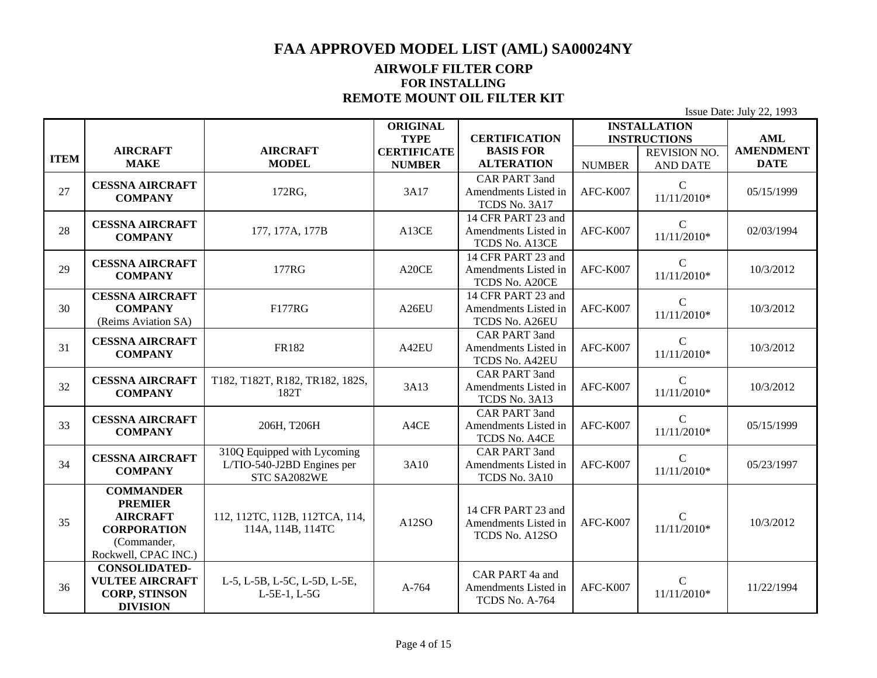# FAA APPROVED MODEL LIST (AML) SA00024NY

## AIRWOLF FILTER CORP
### FOR INSTALLING
### REMOTE MOUNT OIL FILTER KIT

Issue Date: July 22, 1993

| ITEM | AIRCRAFT MAKE | AIRCRAFT MODEL | ORIGINAL TYPE CERTIFICATE NUMBER | CERTIFICATION BASIS FOR ALTERATION | INSTALLATION INSTRUCTIONS | | AML AMENDMENT DATE |
|---|---|---|---|---|---|---|---|
| | | | | | NUMBER | REVISION NO. AND DATE | |
| 27 | **CESSNA AIRCRAFT COMPANY** | 172RG, | 3A17 | CAR PART 3and Amendments Listed in TCDS No. 3A17 | AFC-K007 | C 11/11/2010* | 05/15/1999 |
| 28 | **CESSNA AIRCRAFT COMPANY** | 177, 177A, 177B | A13CE | 14 CFR PART 23 and Amendments Listed in TCDS No. A13CE | AFC-K007 | C 11/11/2010* | 02/03/1994 |
| 29 | **CESSNA AIRCRAFT COMPANY** | 177RG | A20CE | 14 CFR PART 23 and Amendments Listed in TCDS No. A20CE | AFC-K007 | C 11/11/2010* | 10/3/2012 |
| 30 | **CESSNA AIRCRAFT COMPANY** (Reims Aviation SA) | F177RG | A26EU | 14 CFR PART 23 and Amendments Listed in TCDS No. A26EU | AFC-K007 | C 11/11/2010* | 10/3/2012 |
| 31 | **CESSNA AIRCRAFT COMPANY** | FR182 | A42EU | CAR PART 3and Amendments Listed in TCDS No. A42EU | AFC-K007 | C 11/11/2010* | 10/3/2012 |
| 32 | **CESSNA AIRCRAFT COMPANY** | T182, T182T, R182, TR182, 182S, 182T | 3A13 | CAR PART 3and Amendments Listed in TCDS No. 3A13 | AFC-K007 | C 11/11/2010* | 10/3/2012 |
| 33 | **CESSNA AIRCRAFT COMPANY** | 206H, T206H | A4CE | CAR PART 3and Amendments Listed in TCDS No. A4CE | AFC-K007 | C 11/11/2010* | 05/15/1999 |
| 34 | **CESSNA AIRCRAFT COMPANY** | 310Q Equipped with Lycoming L/TIO-540-J2BD Engines per STC SA2082WE | 3A10 | CAR PART 3and Amendments Listed in TCDS No. 3A10 | AFC-K007 | C 11/11/2010* | 05/23/1997 |
| 35 | **COMMANDER PREMIER AIRCRAFT CORPORATION** (Commander, Rockwell, CPAC INC.) | 112, 112TC, 112B, 112TCA, 114, 114A, 114B, 114TC | A12SO | 14 CFR PART 23 and Amendments Listed in TCDS No. A12SO | AFC-K007 | C 11/11/2010* | 10/3/2012 |
| 36 | **CONSOLIDATED-VULTEE AIRCRAFT CORP, STINSON DIVISION** | L-5, L-5B, L-5C, L-5D, L-5E, L-5E-1, L-5G | A-764 | CAR PART 4a and Amendments Listed in TCDS No. A-764 | AFC-K007 | C 11/11/2010* | 11/22/1994 |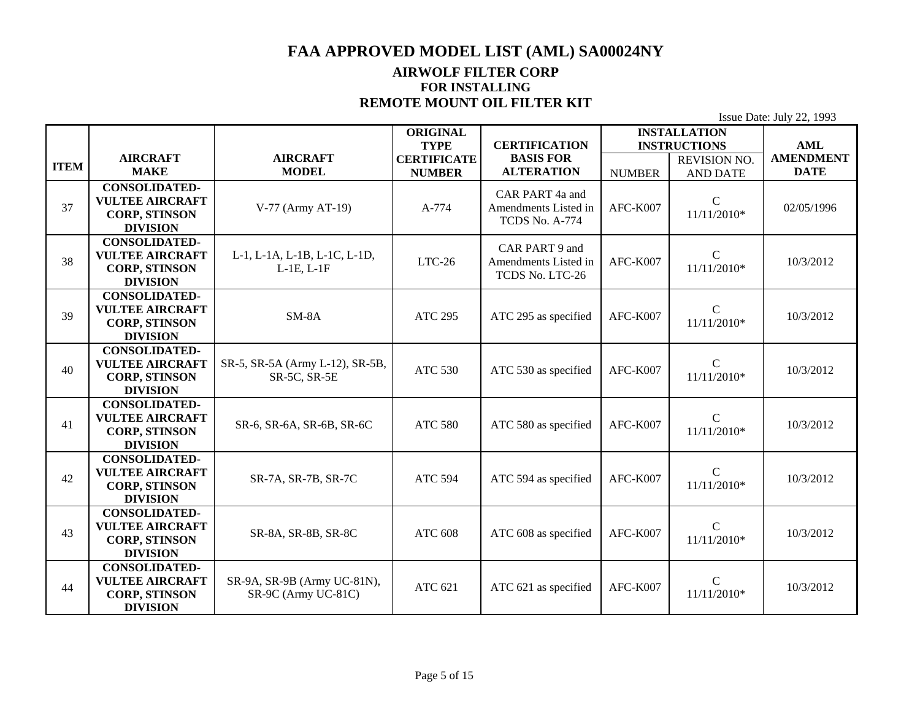# FAA APPROVED MODEL LIST (AML) SA00024NY

## AIRWOLF FILTER CORP
### FOR INSTALLING
### REMOTE MOUNT OIL FILTER KIT

Issue Date: July 22, 1993

| ITEM | AIRCRAFT MAKE | AIRCRAFT MODEL | ORIGINAL TYPE CERTIFICATE NUMBER | CERTIFICATION BASIS FOR ALTERATION | INSTALLATION INSTRUCTIONS | | AML AMENDMENT DATE |
|---|---|---|---|---|---|---|---|
| | | | | | NUMBER | REVISION NO. AND DATE | |
| 37 | CONSOLIDATED-VULTEE AIRCRAFT CORP, STINSON DIVISION | V-77 (Army AT-19) | A-774 | CAR PART 4a and Amendments Listed in TCDS No. A-774 | AFC-K007 | C 11/11/2010* | 02/05/1996 |
| 38 | CONSOLIDATED-VULTEE AIRCRAFT CORP, STINSON DIVISION | L-1, L-1A, L-1B, L-1C, L-1D, L-1E, L-1F | LTC-26 | CAR PART 9 and Amendments Listed in TCDS No. LTC-26 | AFC-K007 | C 11/11/2010* | 10/3/2012 |
| 39 | CONSOLIDATED-VULTEE AIRCRAFT CORP, STINSON DIVISION | SM-8A | ATC 295 | ATC 295 as specified | AFC-K007 | C 11/11/2010* | 10/3/2012 |
| 40 | CONSOLIDATED-VULTEE AIRCRAFT CORP, STINSON DIVISION | SR-5, SR-5A (Army L-12), SR-5B, SR-5C, SR-5E | ATC 530 | ATC 530 as specified | AFC-K007 | C 11/11/2010* | 10/3/2012 |
| 41 | CONSOLIDATED-VULTEE AIRCRAFT CORP, STINSON DIVISION | SR-6, SR-6A, SR-6B, SR-6C | ATC 580 | ATC 580 as specified | AFC-K007 | C 11/11/2010* | 10/3/2012 |
| 42 | CONSOLIDATED-VULTEE AIRCRAFT CORP, STINSON DIVISION | SR-7A, SR-7B, SR-7C | ATC 594 | ATC 594 as specified | AFC-K007 | C 11/11/2010* | 10/3/2012 |
| 43 | CONSOLIDATED-VULTEE AIRCRAFT CORP, STINSON DIVISION | SR-8A, SR-8B, SR-8C | ATC 608 | ATC 608 as specified | AFC-K007 | C 11/11/2010* | 10/3/2012 |
| 44 | CONSOLIDATED-VULTEE AIRCRAFT CORP, STINSON DIVISION | SR-9A, SR-9B (Army UC-81N), SR-9C (Army UC-81C) | ATC 621 | ATC 621 as specified | AFC-K007 | C 11/11/2010* | 10/3/2012 |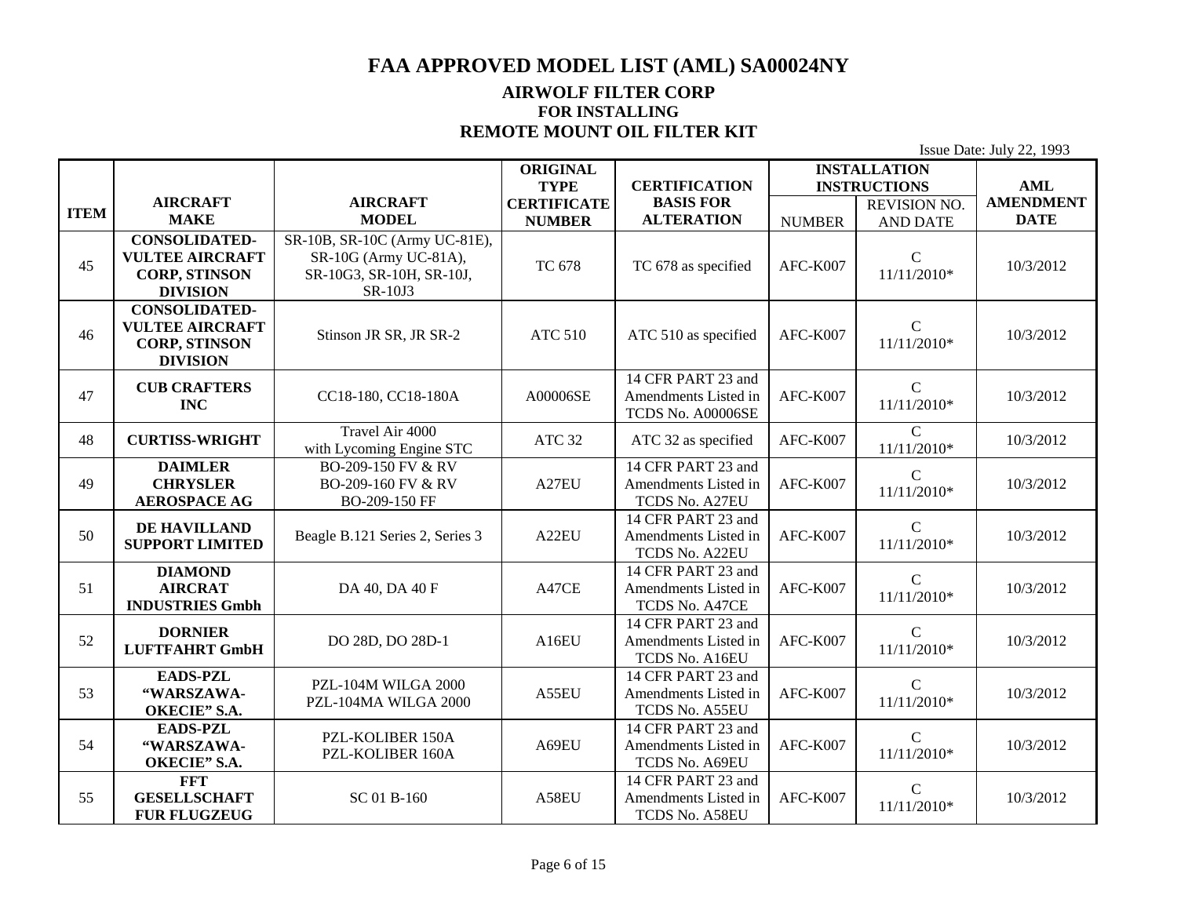# FAA APPROVED MODEL LIST (AML) SA00024NY

## AIRWOLF FILTER CORP
### FOR INSTALLING
### REMOTE MOUNT OIL FILTER KIT

Issue Date: July 22, 1993

| ITEM | AIRCRAFT MAKE | AIRCRAFT MODEL | ORIGINAL TYPE CERTIFICATE NUMBER | CERTIFICATION BASIS FOR ALTERATION | INSTALLATION INSTRUCTIONS | | AML AMENDMENT DATE |
|---|---|---|---|---|---|---|---|
| | | | | | NUMBER | REVISION NO. AND DATE | |
| 45 | **CONSOLIDATED-VULTEE AIRCRAFT CORP, STINSON DIVISION** | SR-10B, SR-10C (Army UC-81E), SR-10G (Army UC-81A), SR-10G3, SR-10H, SR-10J, SR-10J3 | TC 678 | TC 678 as specified | AFC-K007 | C 11/11/2010* | 10/3/2012 |
| 46 | **CONSOLIDATED-VULTEE AIRCRAFT CORP, STINSON DIVISION** | Stinson JR SR, JR SR-2 | ATC 510 | ATC 510 as specified | AFC-K007 | C 11/11/2010* | 10/3/2012 |
| 47 | **CUB CRAFTERS INC** | CC18-180, CC18-180A | A00006SE | 14 CFR PART 23 and Amendments Listed in TCDS No. A00006SE | AFC-K007 | C 11/11/2010* | 10/3/2012 |
| 48 | **CURTISS-WRIGHT** | Travel Air 4000 with Lycoming Engine STC | ATC 32 | ATC 32 as specified | AFC-K007 | C 11/11/2010* | 10/3/2012 |
| 49 | **DAIMLER CHRYSLER AEROSPACE AG** | BO-209-150 FV & RV BO-209-160 FV & RV BO-209-150 FF | A27EU | 14 CFR PART 23 and Amendments Listed in TCDS No. A27EU | AFC-K007 | C 11/11/2010* | 10/3/2012 |
| 50 | **DE HAVILLAND SUPPORT LIMITED** | Beagle B.121 Series 2, Series 3 | A22EU | 14 CFR PART 23 and Amendments Listed in TCDS No. A22EU | AFC-K007 | C 11/11/2010* | 10/3/2012 |
| 51 | **DIAMOND AIRCRAT INDUSTRIES Gmbh** | DA 40, DA 40 F | A47CE | 14 CFR PART 23 and Amendments Listed in TCDS No. A47CE | AFC-K007 | C 11/11/2010* | 10/3/2012 |
| 52 | **DORNIER LUFTFAHRT GmbH** | DO 28D, DO 28D-1 | A16EU | 14 CFR PART 23 and Amendments Listed in TCDS No. A16EU | AFC-K007 | C 11/11/2010* | 10/3/2012 |
| 53 | **EADS-PZL "WARSZAWA-OKECIE" S.A.** | PZL-104M WILGA 2000 PZL-104MA WILGA 2000 | A55EU | 14 CFR PART 23 and Amendments Listed in TCDS No. A55EU | AFC-K007 | C 11/11/2010* | 10/3/2012 |
| 54 | **EADS-PZL "WARSZAWA-OKECIE" S.A.** | PZL-KOLIBER 150A PZL-KOLIBER 160A | A69EU | 14 CFR PART 23 and Amendments Listed in TCDS No. A69EU | AFC-K007 | C 11/11/2010* | 10/3/2012 |
| 55 | **FFT GESELLSCHAFT FUR FLUGZEUG** | SC 01 B-160 | A58EU | 14 CFR PART 23 and Amendments Listed in TCDS No. A58EU | AFC-K007 | C 11/11/2010* | 10/3/2012 |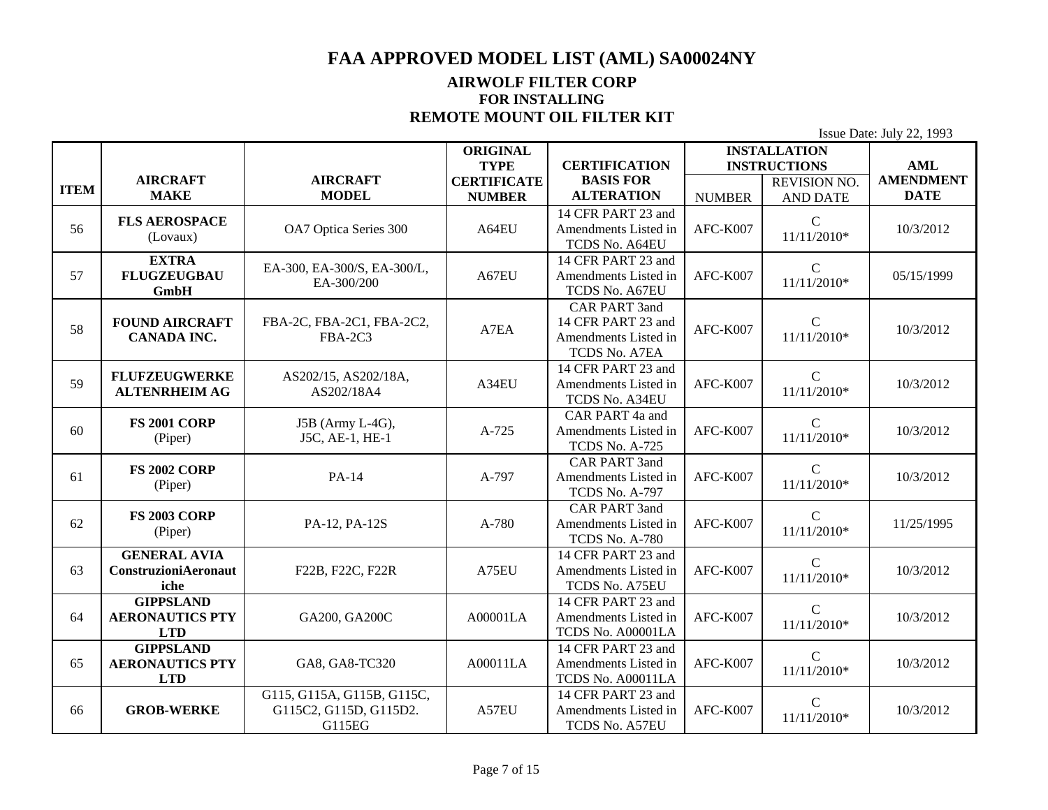# FAA APPROVED MODEL LIST (AML) SA00024NY

## AIRWOLF FILTER CORP
### FOR INSTALLING
### REMOTE MOUNT OIL FILTER KIT

Issue Date: July 22, 1993

| ITEM | AIRCRAFT MAKE | AIRCRAFT MODEL | ORIGINAL TYPE CERTIFICATE NUMBER | CERTIFICATION BASIS FOR ALTERATION | INSTALLATION INSTRUCTIONS | | AML AMENDMENT DATE |
|---|---|---|---|---|---|---|---|
| | | | | | NUMBER | REVISION NO. AND DATE | |
| 56 | **FLS AEROSPACE** (Lovaux) | OA7 Optica Series 300 | A64EU | 14 CFR PART 23 and Amendments Listed in TCDS No. A64EU | AFC-K007 | C 11/11/2010* | 10/3/2012 |
| 57 | **EXTRA FLUGZEUGBAU GmbH** | EA-300, EA-300/S, EA-300/L, EA-300/200 | A67EU | 14 CFR PART 23 and Amendments Listed in TCDS No. A67EU | AFC-K007 | C 11/11/2010* | 05/15/1999 |
| 58 | **FOUND AIRCRAFT CANADA INC.** | FBA-2C, FBA-2C1, FBA-2C2, FBA-2C3 | A7EA | CAR PART 3and 14 CFR PART 23 and Amendments Listed in TCDS No. A7EA | AFC-K007 | C 11/11/2010* | 10/3/2012 |
| 59 | **FLUFZEUGWERKE ALTENRHEIM AG** | AS202/15, AS202/18A, AS202/18A4 | A34EU | 14 CFR PART 23 and Amendments Listed in TCDS No. A34EU | AFC-K007 | C 11/11/2010* | 10/3/2012 |
| 60 | **FS 2001 CORP** (Piper) | J5B (Army L-4G), J5C, AE-1, HE-1 | A-725 | CAR PART 4a and Amendments Listed in TCDS No. A-725 | AFC-K007 | C 11/11/2010* | 10/3/2012 |
| 61 | **FS 2002 CORP** (Piper) | PA-14 | A-797 | CAR PART 3and Amendments Listed in TCDS No. A-797 | AFC-K007 | C 11/11/2010* | 10/3/2012 |
| 62 | **FS 2003 CORP** (Piper) | PA-12, PA-12S | A-780 | CAR PART 3and Amendments Listed in TCDS No. A-780 | AFC-K007 | C 11/11/2010* | 11/25/1995 |
| 63 | **GENERAL AVIA ConstruzioniAeronautiche** | F22B, F22C, F22R | A75EU | 14 CFR PART 23 and Amendments Listed in TCDS No. A75EU | AFC-K007 | C 11/11/2010* | 10/3/2012 |
| 64 | **GIPPSLAND AERONAUTICS PTY LTD** | GA200, GA200C | A00001LA | 14 CFR PART 23 and Amendments Listed in TCDS No. A00001LA | AFC-K007 | C 11/11/2010* | 10/3/2012 |
| 65 | **GIPPSLAND AERONAUTICS PTY LTD** | GA8, GA8-TC320 | A00011LA | 14 CFR PART 23 and Amendments Listed in TCDS No. A00011LA | AFC-K007 | C 11/11/2010* | 10/3/2012 |
| 66 | **GROB-WERKE** | G115, G115A, G115B, G115C, G115C2, G115D, G115D2. G115EG | A57EU | 14 CFR PART 23 and Amendments Listed in TCDS No. A57EU | AFC-K007 | C 11/11/2010* | 10/3/2012 |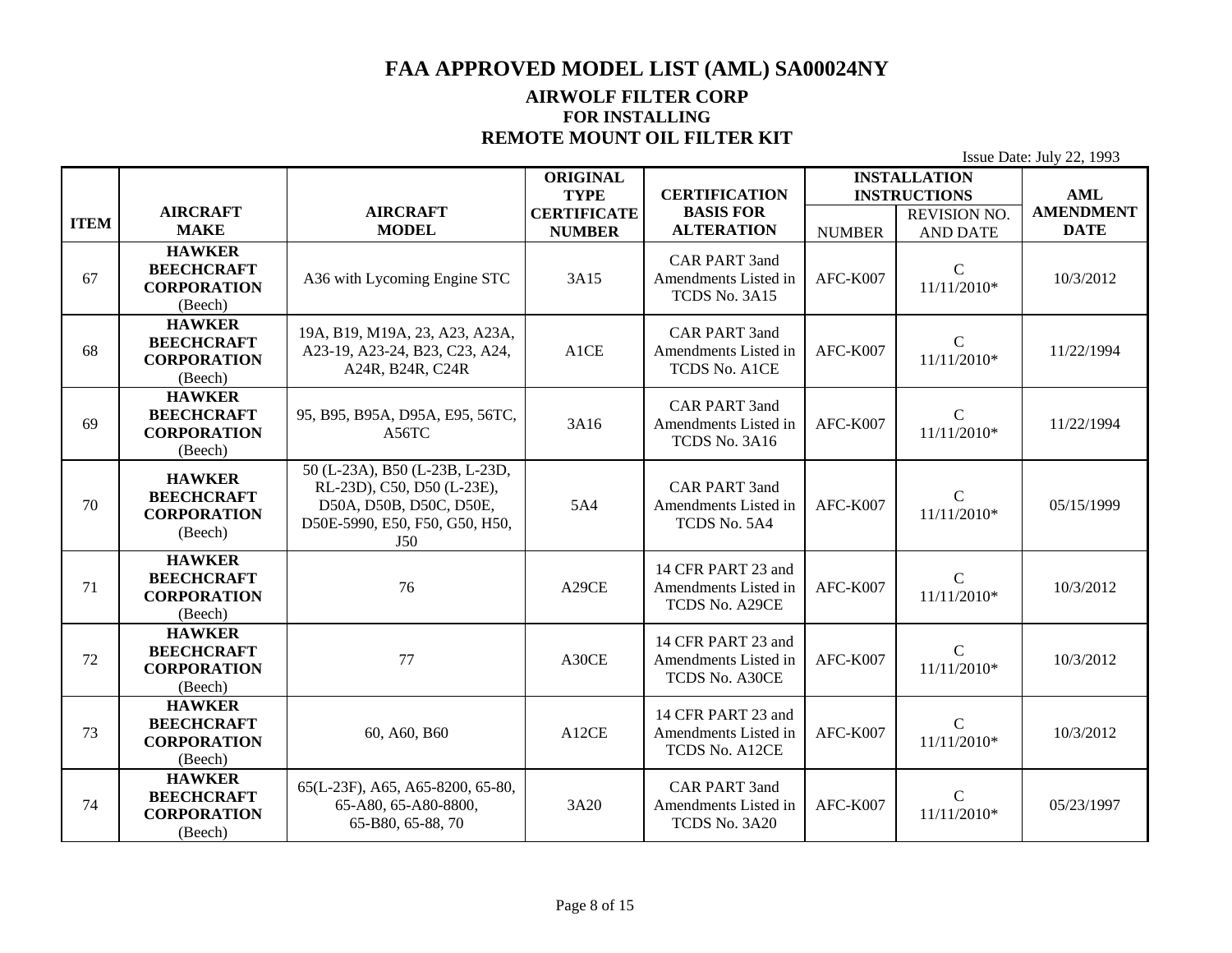# FAA APPROVED MODEL LIST (AML) SA00024NY

## AIRWOLF FILTER CORP
### FOR INSTALLING
### REMOTE MOUNT OIL FILTER KIT

Issue Date: July 22, 1993

| ITEM | AIRCRAFT MAKE | AIRCRAFT MODEL | ORIGINAL TYPE CERTIFICATE NUMBER | CERTIFICATION BASIS FOR ALTERATION | INSTALLATION INSTRUCTIONS | | AML AMENDMENT DATE |
|---|---|---|---|---|---|---|---|
| | | | | | NUMBER | REVISION NO. AND DATE | |
| 67 | **HAWKER BEECHCRAFT CORPORATION** (Beech) | A36 with Lycoming Engine STC | 3A15 | CAR PART 3and Amendments Listed in TCDS No. 3A15 | AFC-K007 | C 11/11/2010* | 10/3/2012 |
| 68 | **HAWKER BEECHCRAFT CORPORATION** (Beech) | 19A, B19, M19A, 23, A23, A23A, A23-19, A23-24, B23, C23, A24, A24R, B24R, C24R | A1CE | CAR PART 3and Amendments Listed in TCDS No. A1CE | AFC-K007 | C 11/11/2010* | 11/22/1994 |
| 69 | **HAWKER BEECHCRAFT CORPORATION** (Beech) | 95, B95, B95A, D95A, E95, 56TC, A56TC | 3A16 | CAR PART 3and Amendments Listed in TCDS No. 3A16 | AFC-K007 | C 11/11/2010* | 11/22/1994 |
| 70 | **HAWKER BEECHCRAFT CORPORATION** (Beech) | 50 (L-23A), B50 (L-23B, L-23D, RL-23D), C50, D50 (L-23E), D50A, D50B, D50C, D50E, D50E-5990, E50, F50, G50, H50, J50 | 5A4 | CAR PART 3and Amendments Listed in TCDS No. 5A4 | AFC-K007 | C 11/11/2010* | 05/15/1999 |
| 71 | **HAWKER BEECHCRAFT CORPORATION** (Beech) | 76 | A29CE | 14 CFR PART 23 and Amendments Listed in TCDS No. A29CE | AFC-K007 | C 11/11/2010* | 10/3/2012 |
| 72 | **HAWKER BEECHCRAFT CORPORATION** (Beech) | 77 | A30CE | 14 CFR PART 23 and Amendments Listed in TCDS No. A30CE | AFC-K007 | C 11/11/2010* | 10/3/2012 |
| 73 | **HAWKER BEECHCRAFT CORPORATION** (Beech) | 60, A60, B60 | A12CE | 14 CFR PART 23 and Amendments Listed in TCDS No. A12CE | AFC-K007 | C 11/11/2010* | 10/3/2012 |
| 74 | **HAWKER BEECHCRAFT CORPORATION** (Beech) | 65(L-23F), A65, A65-8200, 65-80, 65-A80, 65-A80-8800, 65-B80, 65-88, 70 | 3A20 | CAR PART 3and Amendments Listed in TCDS No. 3A20 | AFC-K007 | C 11/11/2010* | 05/23/1997 |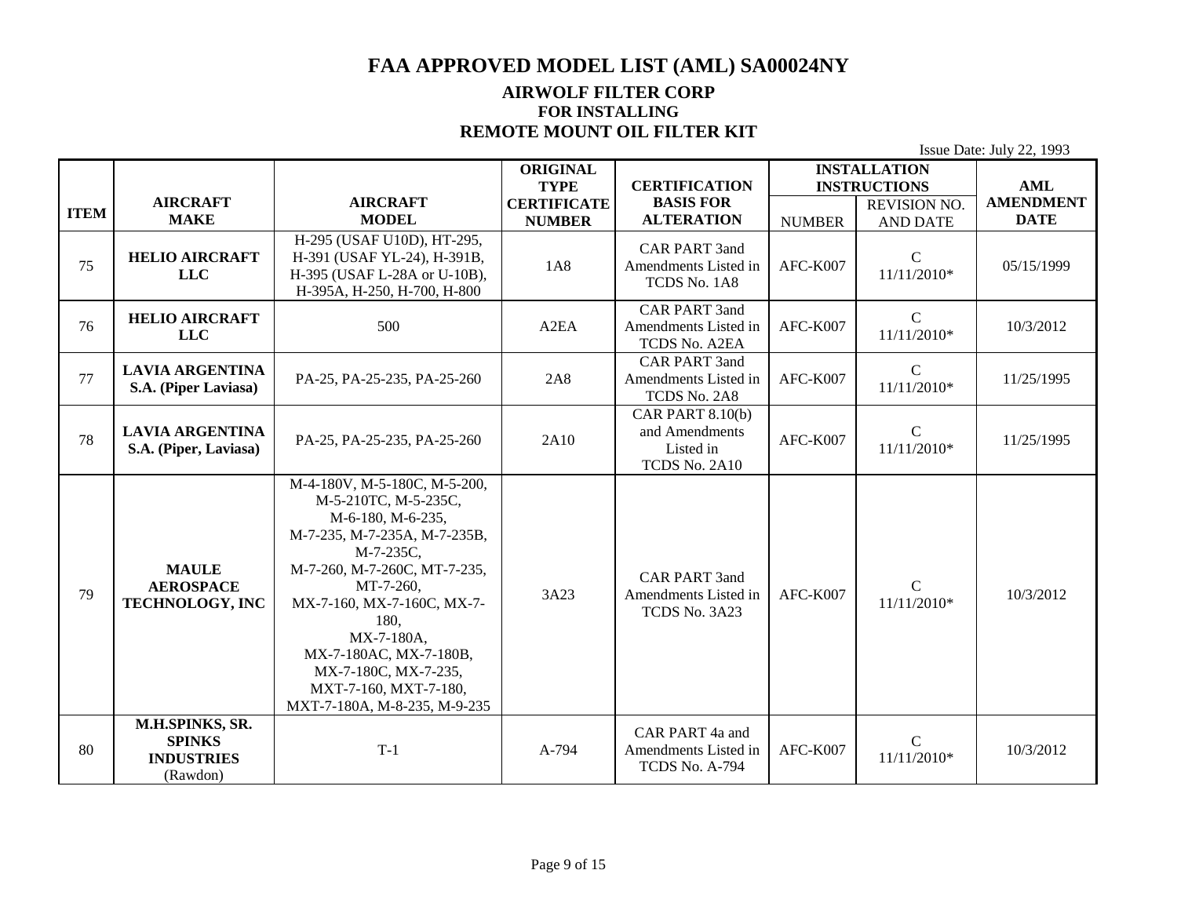# FAA APPROVED MODEL LIST (AML) SA00024NY

## AIRWOLF FILTER CORP
### FOR INSTALLING
### REMOTE MOUNT OIL FILTER KIT

Issue Date: July 22, 1993

| ITEM | AIRCRAFT MAKE | AIRCRAFT MODEL | ORIGINAL TYPE CERTIFICATE NUMBER | CERTIFICATION BASIS FOR ALTERATION | INSTALLATION INSTRUCTIONS | | AML AMENDMENT DATE |
|---|---|---|---|---|---|---|---|
| | | | | | NUMBER | REVISION NO. AND DATE | |
| 75 | **HELIO AIRCRAFT LLC** | H-295 (USAF U10D), HT-295, H-391 (USAF YL-24), H-391B, H-395 (USAF L-28A or U-10B), H-395A, H-250, H-700, H-800 | 1A8 | CAR PART 3and Amendments Listed in TCDS No. 1A8 | AFC-K007 | C 11/11/2010* | 05/15/1999 |
| 76 | **HELIO AIRCRAFT LLC** | 500 | A2EA | CAR PART 3and Amendments Listed in TCDS No. A2EA | AFC-K007 | C 11/11/2010* | 10/3/2012 |
| 77 | **LAVIA ARGENTINA S.A. (Piper Laviasa)** | PA-25, PA-25-235, PA-25-260 | 2A8 | CAR PART 3and Amendments Listed in TCDS No. 2A8 | AFC-K007 | C 11/11/2010* | 11/25/1995 |
| 78 | **LAVIA ARGENTINA S.A. (Piper, Laviasa)** | PA-25, PA-25-235, PA-25-260 | 2A10 | CAR PART 8.10(b) and Amendments Listed in TCDS No. 2A10 | AFC-K007 | C 11/11/2010* | 11/25/1995 |
| 79 | **MAULE AEROSPACE TECHNOLOGY, INC** | M-4-180V, M-5-180C, M-5-200, M-5-210TC, M-5-235C, M-6-180, M-6-235, M-7-235, M-7-235A, M-7-235B, M-7-235C, M-7-260, M-7-260C, MT-7-235, MT-7-260, MX-7-160, MX-7-160C, MX-7-180, MX-7-180A, MX-7-180AC, MX-7-180B, MX-7-180C, MX-7-235, MXT-7-160, MXT-7-180, MXT-7-180A, M-8-235, M-9-235 | 3A23 | CAR PART 3and Amendments Listed in TCDS No. 3A23 | AFC-K007 | C 11/11/2010* | 10/3/2012 |
| 80 | **M.H.SPINKS, SR. SPINKS INDUSTRIES** (Rawdon) | T-1 | A-794 | CAR PART 4a and Amendments Listed in TCDS No. A-794 | AFC-K007 | C 11/11/2010* | 10/3/2012 |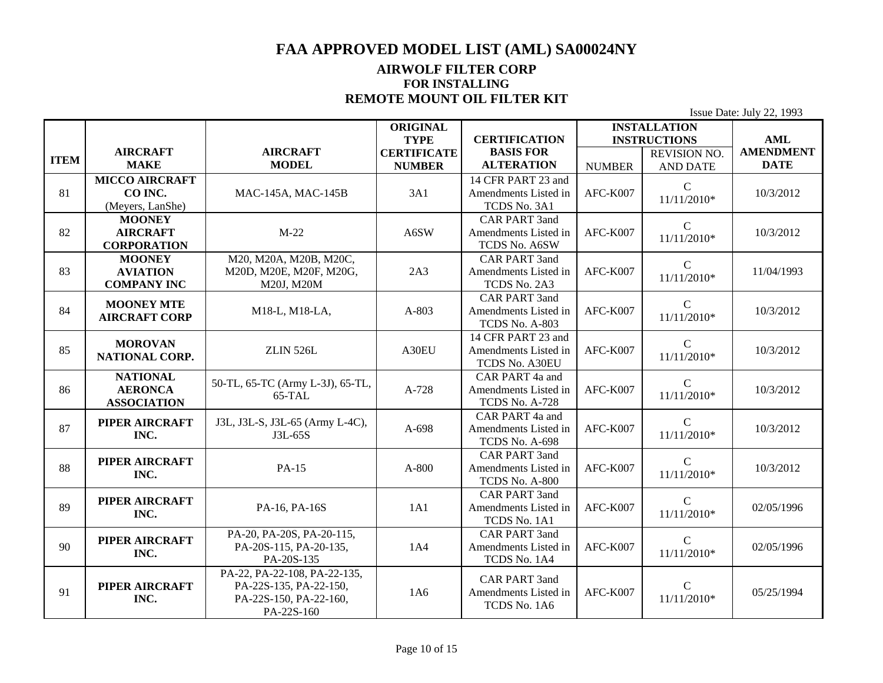# FAA APPROVED MODEL LIST (AML) SA00024NY

### AIRWOLF FILTER CORP
### FOR INSTALLING
### REMOTE MOUNT OIL FILTER KIT

Issue Date: July 22, 1993

| ITEM | AIRCRAFT MAKE | AIRCRAFT MODEL | ORIGINAL TYPE CERTIFICATE NUMBER | CERTIFICATION BASIS FOR ALTERATION | INSTALLATION INSTRUCTIONS | | AML AMENDMENT DATE |
|---|---|---|---|---|---|---|---|
| | | | | | NUMBER | REVISION NO. AND DATE | |
| 81 | **MICCO AIRCRAFT CO INC.** (Meyers, LanShe) | MAC-145A, MAC-145B | 3A1 | 14 CFR PART 23 and Amendments Listed in TCDS No. 3A1 | AFC-K007 | C 11/11/2010* | 10/3/2012 |
| 82 | **MOONEY AIRCRAFT CORPORATION** | M-22 | A6SW | CAR PART 3and Amendments Listed in TCDS No. A6SW | AFC-K007 | C 11/11/2010* | 10/3/2012 |
| 83 | **MOONEY AVIATION COMPANY INC** | M20, M20A, M20B, M20C, M20D, M20E, M20F, M20G, M20J, M20M | 2A3 | CAR PART 3and Amendments Listed in TCDS No. 2A3 | AFC-K007 | C 11/11/2010* | 11/04/1993 |
| 84 | **MOONEY MTE AIRCRAFT CORP** | M18-L, M18-LA, | A-803 | CAR PART 3and Amendments Listed in TCDS No. A-803 | AFC-K007 | C 11/11/2010* | 10/3/2012 |
| 85 | **MOROVAN NATIONAL CORP.** | ZLIN 526L | A30EU | 14 CFR PART 23 and Amendments Listed in TCDS No. A30EU | AFC-K007 | C 11/11/2010* | 10/3/2012 |
| 86 | **NATIONAL AERONCA ASSOCIATION** | 50-TL, 65-TC (Army L-3J), 65-TL, 65-TAL | A-728 | CAR PART 4a and Amendments Listed in TCDS No. A-728 | AFC-K007 | C 11/11/2010* | 10/3/2012 |
| 87 | **PIPER AIRCRAFT INC.** | J3L, J3L-S, J3L-65 (Army L-4C), J3L-65S | A-698 | CAR PART 4a and Amendments Listed in TCDS No. A-698 | AFC-K007 | C 11/11/2010* | 10/3/2012 |
| 88 | **PIPER AIRCRAFT INC.** | PA-15 | A-800 | CAR PART 3and Amendments Listed in TCDS No. A-800 | AFC-K007 | C 11/11/2010* | 10/3/2012 |
| 89 | **PIPER AIRCRAFT INC.** | PA-16, PA-16S | 1A1 | CAR PART 3and Amendments Listed in TCDS No. 1A1 | AFC-K007 | C 11/11/2010* | 02/05/1996 |
| 90 | **PIPER AIRCRAFT INC.** | PA-20, PA-20S, PA-20-115, PA-20S-115, PA-20-135, PA-20S-135 | 1A4 | CAR PART 3and Amendments Listed in TCDS No. 1A4 | AFC-K007 | C 11/11/2010* | 02/05/1996 |
| 91 | **PIPER AIRCRAFT INC.** | PA-22, PA-22-108, PA-22-135, PA-22S-135, PA-22-150, PA-22S-150, PA-22-160, PA-22S-160 | 1A6 | CAR PART 3and Amendments Listed in TCDS No. 1A6 | AFC-K007 | C 11/11/2010* | 05/25/1994 |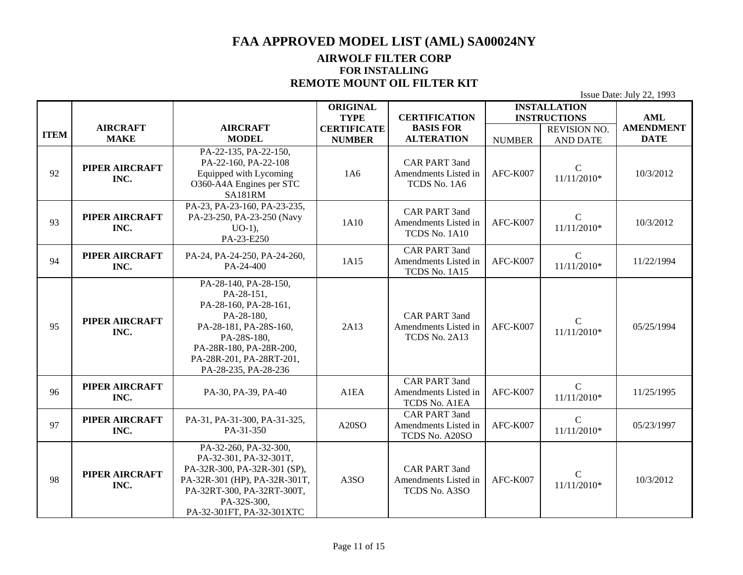# FAA APPROVED MODEL LIST (AML) SA00024NY

## AIRWOLF FILTER CORP
### FOR INSTALLING
### REMOTE MOUNT OIL FILTER KIT

Issue Date: July 22, 1993

| ITEM | AIRCRAFT MAKE | AIRCRAFT MODEL | ORIGINAL TYPE CERTIFICATE NUMBER | CERTIFICATION BASIS FOR ALTERATION | INSTALLATION INSTRUCTIONS | | AML AMENDMENT DATE |
|---|---|---|---|---|---|---|---|
| | | | | | NUMBER | REVISION NO. AND DATE | |
| 92 | PIPER AIRCRAFT INC. | PA-22-135, PA-22-150, PA-22-160, PA-22-108 Equipped with Lycoming O360-A4A Engines per STC SA181RM | 1A6 | CAR PART 3and Amendments Listed in TCDS No. 1A6 | AFC-K007 | C 11/11/2010* | 10/3/2012 |
| 93 | PIPER AIRCRAFT INC. | PA-23, PA-23-160, PA-23-235, PA-23-250, PA-23-250 (Navy UO-1), PA-23-E250 | 1A10 | CAR PART 3and Amendments Listed in TCDS No. 1A10 | AFC-K007 | C 11/11/2010* | 10/3/2012 |
| 94 | PIPER AIRCRAFT INC. | PA-24, PA-24-250, PA-24-260, PA-24-400 | 1A15 | CAR PART 3and Amendments Listed in TCDS No. 1A15 | AFC-K007 | C 11/11/2010* | 11/22/1994 |
| 95 | PIPER AIRCRAFT INC. | PA-28-140, PA-28-150, PA-28-151, PA-28-160, PA-28-161, PA-28-180, PA-28-181, PA-28S-160, PA-28S-180, PA-28R-180, PA-28R-200, PA-28R-201, PA-28RT-201, PA-28-235, PA-28-236 | 2A13 | CAR PART 3and Amendments Listed in TCDS No. 2A13 | AFC-K007 | C 11/11/2010* | 05/25/1994 |
| 96 | PIPER AIRCRAFT INC. | PA-30, PA-39, PA-40 | A1EA | CAR PART 3and Amendments Listed in TCDS No. A1EA | AFC-K007 | C 11/11/2010* | 11/25/1995 |
| 97 | PIPER AIRCRAFT INC. | PA-31, PA-31-300, PA-31-325, PA-31-350 | A20SO | CAR PART 3and Amendments Listed in TCDS No. A20SO | AFC-K007 | C 11/11/2010* | 05/23/1997 |
| 98 | PIPER AIRCRAFT INC. | PA-32-260, PA-32-300, PA-32-301, PA-32-301T, PA-32R-300, PA-32R-301 (SP), PA-32R-301 (HP), PA-32R-301T, PA-32RT-300, PA-32RT-300T, PA-32S-300, PA-32-301FT, PA-32-301XTC | A3SO | CAR PART 3and Amendments Listed in TCDS No. A3SO | AFC-K007 | C 11/11/2010* | 10/3/2012 |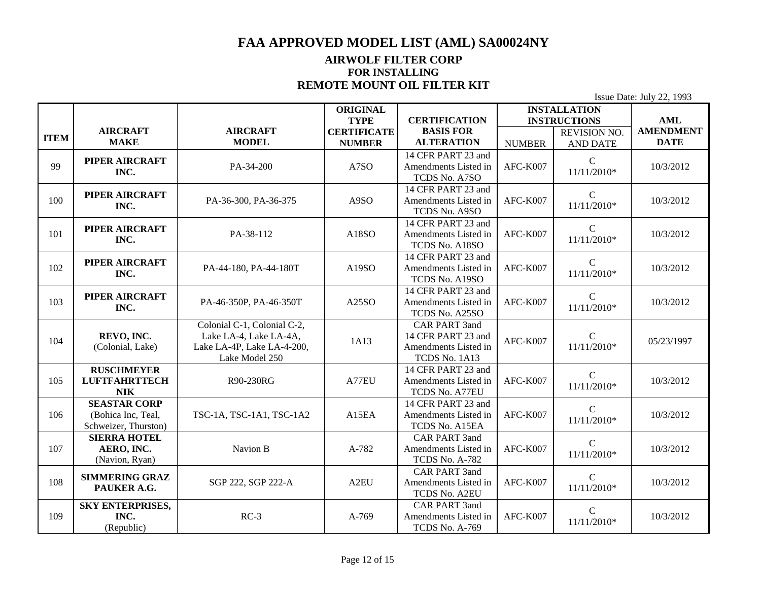# FAA APPROVED MODEL LIST (AML) SA00024NY

### AIRWOLF FILTER CORP
### FOR INSTALLING
### REMOTE MOUNT OIL FILTER KIT

Issue Date: July 22, 1993

| ITEM | AIRCRAFT MAKE | AIRCRAFT MODEL | ORIGINAL TYPE CERTIFICATE NUMBER | CERTIFICATION BASIS FOR ALTERATION | INSTALLATION INSTRUCTIONS | | AML AMENDMENT DATE |
|---|---|---|---|---|---|---|---|
| | | | | | NUMBER | REVISION NO. AND DATE | |
| 99 | **PIPER AIRCRAFT INC.** | PA-34-200 | A7SO | 14 CFR PART 23 and Amendments Listed in TCDS No. A7SO | AFC-K007 | C 11/11/2010* | 10/3/2012 |
| 100 | **PIPER AIRCRAFT INC.** | PA-36-300, PA-36-375 | A9SO | 14 CFR PART 23 and Amendments Listed in TCDS No. A9SO | AFC-K007 | C 11/11/2010* | 10/3/2012 |
| 101 | **PIPER AIRCRAFT INC.** | PA-38-112 | A18SO | 14 CFR PART 23 and Amendments Listed in TCDS No. A18SO | AFC-K007 | C 11/11/2010* | 10/3/2012 |
| 102 | **PIPER AIRCRAFT INC.** | PA-44-180, PA-44-180T | A19SO | 14 CFR PART 23 and Amendments Listed in TCDS No. A19SO | AFC-K007 | C 11/11/2010* | 10/3/2012 |
| 103 | **PIPER AIRCRAFT INC.** | PA-46-350P, PA-46-350T | A25SO | 14 CFR PART 23 and Amendments Listed in TCDS No. A25SO | AFC-K007 | C 11/11/2010* | 10/3/2012 |
| 104 | **REVO, INC.** (Colonial, Lake) | Colonial C-1, Colonial C-2, Lake LA-4, Lake LA-4A, Lake LA-4P, Lake LA-4-200, Lake Model 250 | 1A13 | CAR PART 3and 14 CFR PART 23 and Amendments Listed in TCDS No. 1A13 | AFC-K007 | C 11/11/2010* | 05/23/1997 |
| 105 | **RUSCHMEYER LUFTFAHRTTECHNIK** | R90-230RG | A77EU | 14 CFR PART 23 and Amendments Listed in TCDS No. A77EU | AFC-K007 | C 11/11/2010* | 10/3/2012 |
| 106 | **SEASTAR CORP** (Bohica Inc, Teal, Schweizer, Thurston) | TSC-1A, TSC-1A1, TSC-1A2 | A15EA | 14 CFR PART 23 and Amendments Listed in TCDS No. A15EA | AFC-K007 | C 11/11/2010* | 10/3/2012 |
| 107 | **SIERRA HOTEL AERO, INC.** (Navion, Ryan) | Navion B | A-782 | CAR PART 3and Amendments Listed in TCDS No. A-782 | AFC-K007 | C 11/11/2010* | 10/3/2012 |
| 108 | **SIMMERING GRAZ PAUKER A.G.** | SGP 222, SGP 222-A | A2EU | CAR PART 3and Amendments Listed in TCDS No. A2EU | AFC-K007 | C 11/11/2010* | 10/3/2012 |
| 109 | **SKY ENTERPRISES, INC.** (Republic) | RC-3 | A-769 | CAR PART 3and Amendments Listed in TCDS No. A-769 | AFC-K007 | C 11/11/2010* | 10/3/2012 |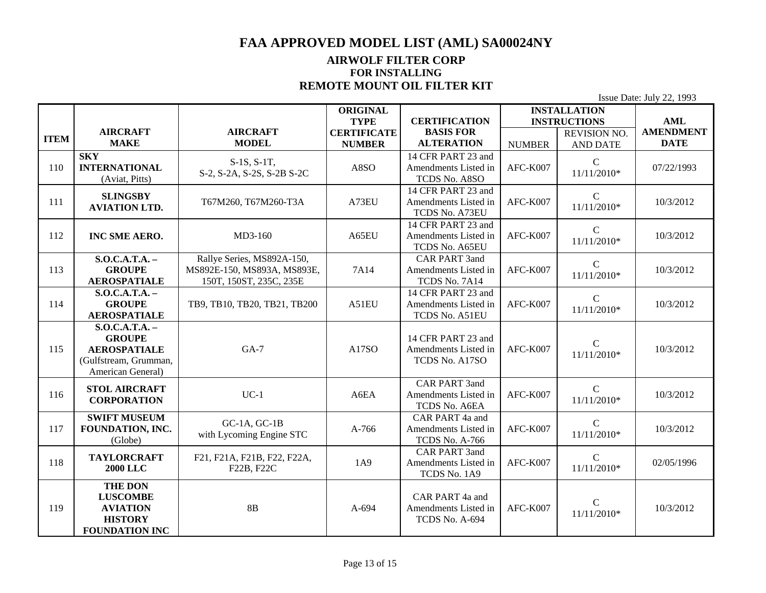# FAA APPROVED MODEL LIST (AML) SA00024NY

## AIRWOLF FILTER CORP
### FOR INSTALLING
## REMOTE MOUNT OIL FILTER KIT

Issue Date: July 22, 1993

| ITEM | AIRCRAFT MAKE | AIRCRAFT MODEL | ORIGINAL TYPE CERTIFICATE NUMBER | CERTIFICATION BASIS FOR ALTERATION | INSTALLATION INSTRUCTIONS | | AML AMENDMENT DATE |
|---|---|---|---|---|---|---|---|
| | | | | | NUMBER | REVISION NO. AND DATE | |
| 110 | **SKY INTERNATIONAL** (Aviat, Pitts) | S-1S, S-1T, S-2, S-2A, S-2S, S-2B S-2C | A8SO | 14 CFR PART 23 and Amendments Listed in TCDS No. A8SO | AFC-K007 | C 11/11/2010* | 07/22/1993 |
| 111 | **SLINGSBY AVIATION LTD.** | T67M260, T67M260-T3A | A73EU | 14 CFR PART 23 and Amendments Listed in TCDS No. A73EU | AFC-K007 | C 11/11/2010* | 10/3/2012 |
| 112 | **INC SME AERO.** | MD3-160 | A65EU | 14 CFR PART 23 and Amendments Listed in TCDS No. A65EU | AFC-K007 | C 11/11/2010* | 10/3/2012 |
| 113 | **S.O.C.A.T.A. – GROUPE AEROSPATIALE** | Rallye Series, MS892A-150, MS892E-150, MS893A, MS893E, 150T, 150ST, 235C, 235E | 7A14 | CAR PART 3and Amendments Listed in TCDS No. 7A14 | AFC-K007 | C 11/11/2010* | 10/3/2012 |
| 114 | **S.O.C.A.T.A. – GROUPE AEROSPATIALE** | TB9, TB10, TB20, TB21, TB200 | A51EU | 14 CFR PART 23 and Amendments Listed in TCDS No. A51EU | AFC-K007 | C 11/11/2010* | 10/3/2012 |
| 115 | **S.O.C.A.T.A. – GROUPE AEROSPATIALE** (Gulfstream, Grumman, American General) | GA-7 | A17SO | 14 CFR PART 23 and Amendments Listed in TCDS No. A17SO | AFC-K007 | C 11/11/2010* | 10/3/2012 |
| 116 | **STOL AIRCRAFT CORPORATION** | UC-1 | A6EA | CAR PART 3and Amendments Listed in TCDS No. A6EA | AFC-K007 | C 11/11/2010* | 10/3/2012 |
| 117 | **SWIFT MUSEUM FOUNDATION, INC.** (Globe) | GC-1A, GC-1B with Lycoming Engine STC | A-766 | CAR PART 4a and Amendments Listed in TCDS No. A-766 | AFC-K007 | C 11/11/2010* | 10/3/2012 |
| 118 | **TAYLORCRAFT 2000 LLC** | F21, F21A, F21B, F22, F22A, F22B, F22C | 1A9 | CAR PART 3and Amendments Listed in TCDS No. 1A9 | AFC-K007 | C 11/11/2010* | 02/05/1996 |
| 119 | **THE DON LUSCOMBE AVIATION HISTORY FOUNDATION INC** | 8B | A-694 | CAR PART 4a and Amendments Listed in TCDS No. A-694 | AFC-K007 | C 11/11/2010* | 10/3/2012 |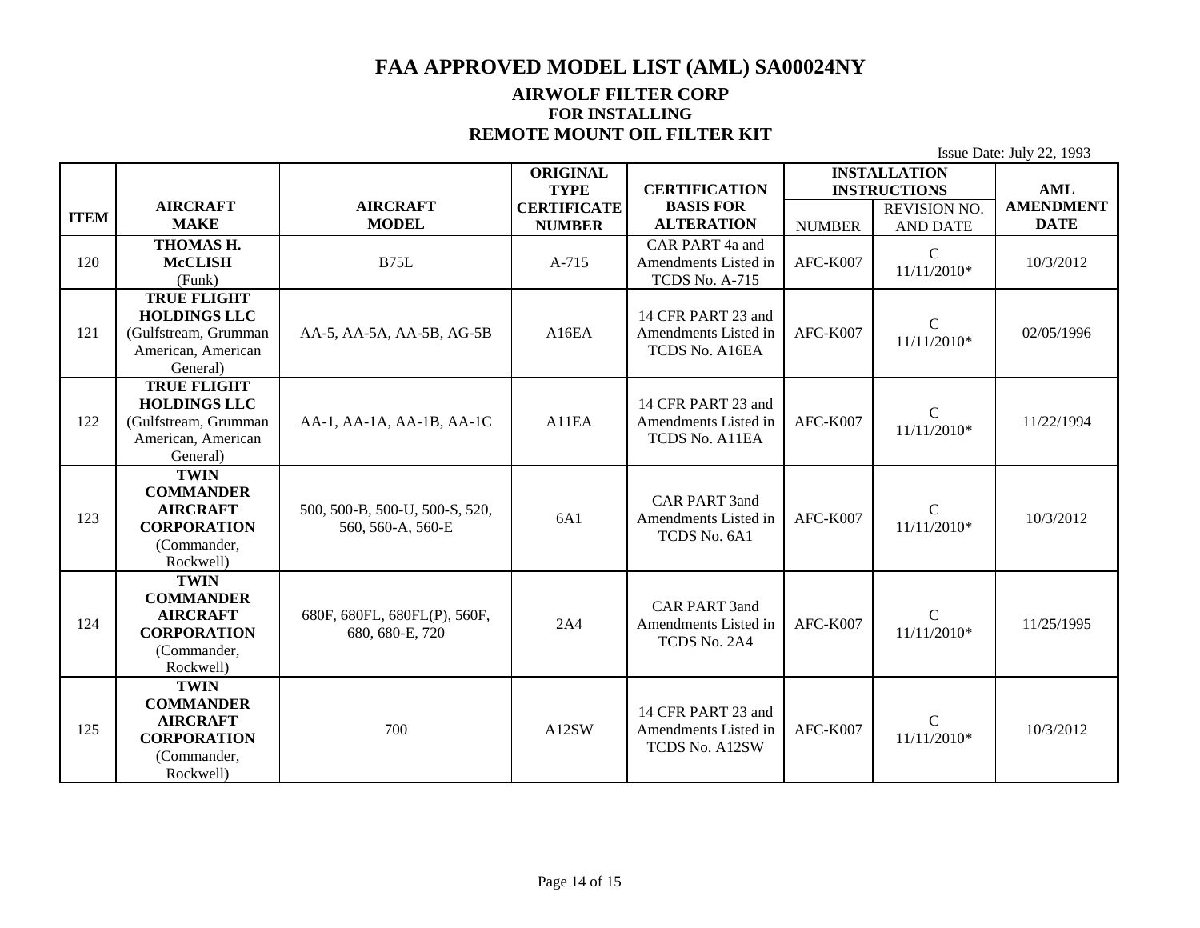# FAA APPROVED MODEL LIST (AML) SA00024NY

## AIRWOLF FILTER CORP
### FOR INSTALLING
### REMOTE MOUNT OIL FILTER KIT

Issue Date: July 22, 1993

| ITEM | AIRCRAFT MAKE | AIRCRAFT MODEL | ORIGINAL TYPE CERTIFICATE NUMBER | CERTIFICATION BASIS FOR ALTERATION | INSTALLATION INSTRUCTIONS | | AML AMENDMENT DATE |
|---|---|---|---|---|---|---|---|
| | | | | | NUMBER | REVISION NO. AND DATE | |
| 120 | **THOMAS H. McCLISH** (Funk) | B75L | A-715 | CAR PART 4a and Amendments Listed in TCDS No. A-715 | AFC-K007 | C 11/11/2010* | 10/3/2012 |
| 121 | **TRUE FLIGHT HOLDINGS LLC** (Gulfstream, Grumman American, American General) | AA-5, AA-5A, AA-5B, AG-5B | A16EA | 14 CFR PART 23 and Amendments Listed in TCDS No. A16EA | AFC-K007 | C 11/11/2010* | 02/05/1996 |
| 122 | **TRUE FLIGHT HOLDINGS LLC** (Gulfstream, Grumman American, American General) | AA-1, AA-1A, AA-1B, AA-1C | A11EA | 14 CFR PART 23 and Amendments Listed in TCDS No. A11EA | AFC-K007 | C 11/11/2010* | 11/22/1994 |
| 123 | **TWIN COMMANDER AIRCRAFT CORPORATION** (Commander, Rockwell) | 500, 500-B, 500-U, 500-S, 520, 560, 560-A, 560-E | 6A1 | CAR PART 3and Amendments Listed in TCDS No. 6A1 | AFC-K007 | C 11/11/2010* | 10/3/2012 |
| 124 | **TWIN COMMANDER AIRCRAFT CORPORATION** (Commander, Rockwell) | 680F, 680FL, 680FL(P), 560F, 680, 680-E, 720 | 2A4 | CAR PART 3and Amendments Listed in TCDS No. 2A4 | AFC-K007 | C 11/11/2010* | 11/25/1995 |
| 125 | **TWIN COMMANDER AIRCRAFT CORPORATION** (Commander, Rockwell) | 700 | A12SW | 14 CFR PART 23 and Amendments Listed in TCDS No. A12SW | AFC-K007 | C 11/11/2010* | 10/3/2012 |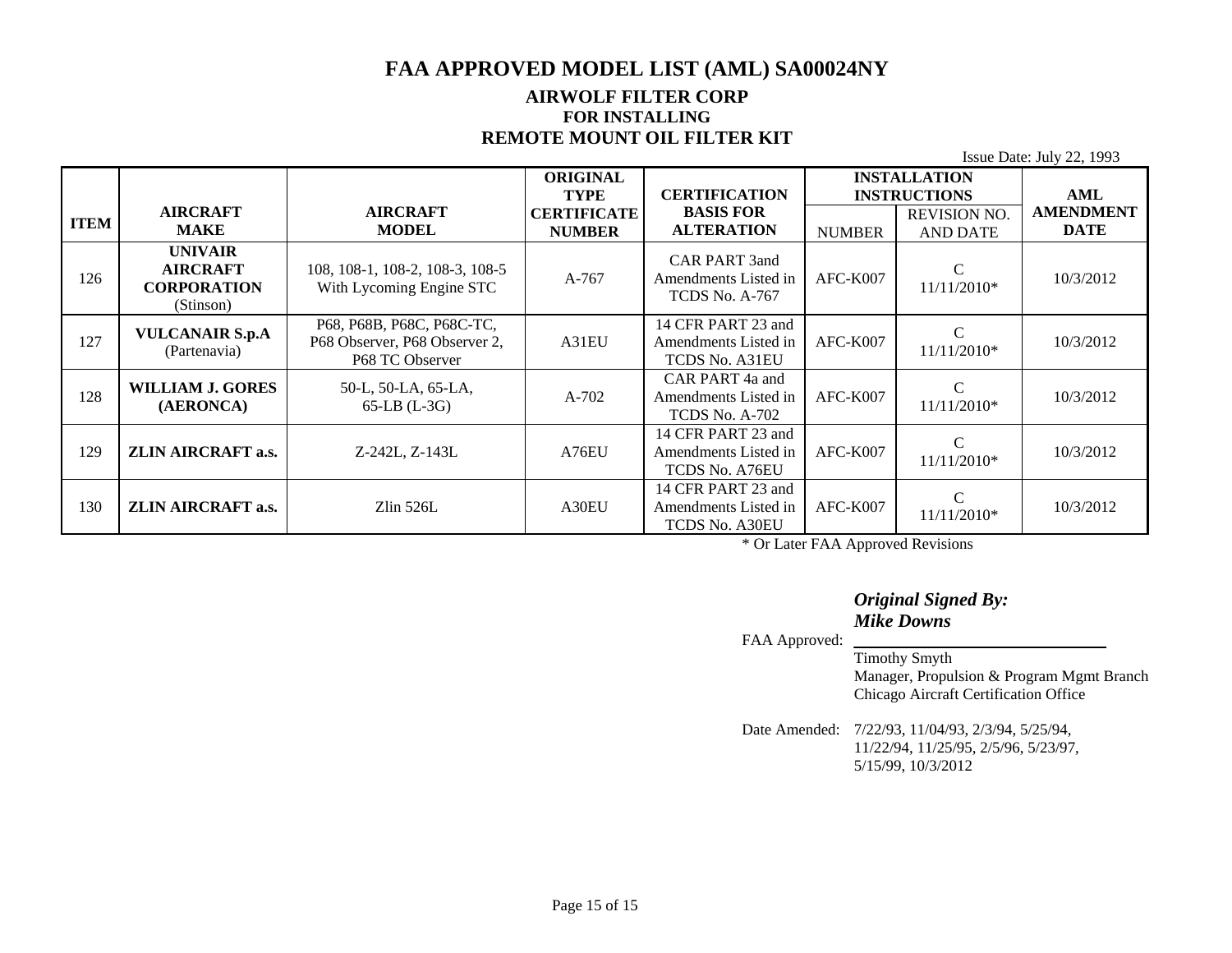# FAA APPROVED MODEL LIST (AML) SA00024NY

## AIRWOLF FILTER CORP
### FOR INSTALLING
## REMOTE MOUNT OIL FILTER KIT

Issue Date: July 22, 1993

| ITEM | AIRCRAFT MAKE | AIRCRAFT MODEL | ORIGINAL TYPE CERTIFICATE NUMBER | CERTIFICATION BASIS FOR ALTERATION | INSTALLATION INSTRUCTIONS | | AML AMENDMENT DATE |
|---|---|---|---|---|---|---|---|
| | | | | | NUMBER | REVISION NO. AND DATE | |
| 126 | **UNIVAIR AIRCRAFT CORPORATION** (Stinson) | 108, 108-1, 108-2, 108-3, 108-5 With Lycoming Engine STC | A-767 | CAR PART 3and Amendments Listed in TCDS No. A-767 | AFC-K007 | C 11/11/2010* | 10/3/2012 |
| 127 | **VULCANAIR S.p.A** (Partenavia) | P68, P68B, P68C, P68C-TC, P68 Observer, P68 Observer 2, P68 TC Observer | A31EU | 14 CFR PART 23 and Amendments Listed in TCDS No. A31EU | AFC-K007 | C 11/11/2010* | 10/3/2012 |
| 128 | **WILLIAM J. GORES (AERONCA)** | 50-L, 50-LA, 65-LA, 65-LB (L-3G) | A-702 | CAR PART 4a and Amendments Listed in TCDS No. A-702 | AFC-K007 | C 11/11/2010* | 10/3/2012 |
| 129 | **ZLIN AIRCRAFT a.s.** | Z-242L, Z-143L | A76EU | 14 CFR PART 23 and Amendments Listed in TCDS No. A76EU | AFC-K007 | C 11/11/2010* | 10/3/2012 |
| 130 | **ZLIN AIRCRAFT a.s.** | Zlin 526L | A30EU | 14 CFR PART 23 and Amendments Listed in TCDS No. A30EU | AFC-K007 | C 11/11/2010* | 10/3/2012 |

* Or Later FAA Approved Revisions

***Original Signed By:***
***Mike Downs***

FAA Approved: ______________________________

Timothy Smyth
Manager, Propulsion & Program Mgmt Branch
Chicago Aircraft Certification Office

Date Amended: 7/22/93, 11/04/93, 2/3/94, 5/25/94, 11/22/94, 11/25/95, 2/5/96, 5/23/97, 5/15/99, 10/3/2012